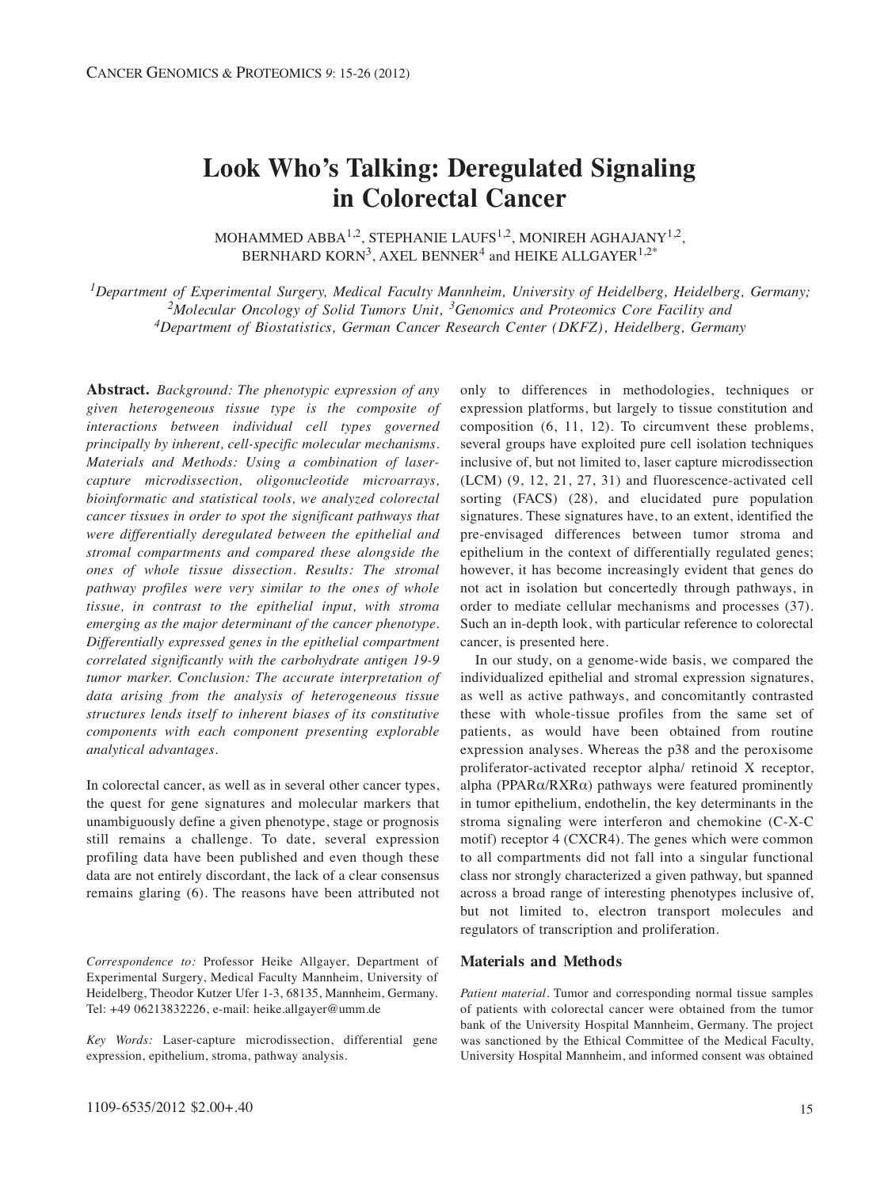# Look Who's Talking: Deregulated Signaling in Colorectal Cancer

MOHAMMED ABBA[1,2], STEPHANIE LAUFS[1,2], MONIREH AGHAJANY[1,2], BERNHARD KORN[3], AXEL BENNER[4] and HEIKE ALLGAYER[1,2*]

*[1]Department of Experimental Surgery, Medical Faculty Mannheim, University of Heidelberg, Heidelberg, Germany; [2]Molecular Oncology of Solid Tumors Unit, [3]Genomics and Proteomics Core Facility and [4]Department of Biostatistics, German Cancer Research Center (DKFZ), Heidelberg, Germany*

**Abstract.** *Background: The phenotypic expression of any given heterogeneous tissue type is the composite of interactions between individual cell types governed principally by inherent, cell-specific molecular mechanisms. Materials and Methods: Using a combination of laser-capture microdissection, oligonucleotide microarrays, bioinformatic and statistical tools, we analyzed colorectal cancer tissues in order to spot the significant pathways that were differentially deregulated between the epithelial and stromal compartments and compared these alongside the ones of whole tissue dissection. Results: The stromal pathway profiles were very similar to the ones of whole tissue, in contrast to the epithelial input, with stroma emerging as the major determinant of the cancer phenotype. Differentially expressed genes in the epithelial compartment correlated significantly with the carbohydrate antigen 19-9 tumor marker. Conclusion: The accurate interpretation of data arising from the analysis of heterogeneous tissue structures lends itself to inherent biases of its constitutive components with each component presenting explorable analytical advantages.*

In colorectal cancer, as well as in several other cancer types, the quest for gene signatures and molecular markers that unambiguously define a given phenotype, stage or prognosis still remains a challenge. To date, several expression profiling data have been published and even though these data are not entirely discordant, the lack of a clear consensus remains glaring (6). The reasons have been attributed not only to differences in methodologies, techniques or expression platforms, but largely to tissue constitution and composition (6, 11, 12). To circumvent these problems, several groups have exploited pure cell isolation techniques inclusive of, but not limited to, laser capture microdissection (LCM) (9, 12, 21, 27, 31) and fluorescence-activated cell sorting (FACS) (28), and elucidated pure population signatures. These signatures have, to an extent, identified the pre-envisaged differences between tumor stroma and epithelium in the context of differentially regulated genes; however, it has become increasingly evident that genes do not act in isolation but concertedly through pathways, in order to mediate cellular mechanisms and processes (37). Such an in-depth look, with particular reference to colorectal cancer, is presented here.

In our study, on a genome-wide basis, we compared the individualized epithelial and stromal expression signatures, as well as active pathways, and concomitantly contrasted these with whole-tissue profiles from the same set of patients, as would have been obtained from routine expression analyses. Whereas the p38 and the peroxisome proliferator-activated receptor alpha/ retinoid X receptor, alpha (PPARα/RXRα) pathways were featured prominently in tumor epithelium, endothelin, the key determinants in the stroma signaling were interferon and chemokine (C-X-C motif) receptor 4 (CXCR4). The genes which were common to all compartments did not fall into a singular functional class nor strongly characterized a given pathway, but spanned across a broad range of interesting phenotypes inclusive of, but not limited to, electron transport molecules and regulators of transcription and proliferation.

## Materials and Methods

*Patient material.* Tumor and corresponding normal tissue samples of patients with colorectal cancer were obtained from the tumor bank of the University Hospital Mannheim, Germany. The project was sanctioned by the Ethical Committee of the Medical Faculty, University Hospital Mannheim, and informed consent was obtained

*Correspondence to:* Professor Heike Allgayer, Department of Experimental Surgery, Medical Faculty Mannheim, University of Heidelberg, Theodor Kutzer Ufer 1-3, 68135, Mannheim, Germany. Tel: +49 06213832226, e-mail: heike.allgayer@umm.de

*Key Words:* Laser-capture microdissection, differential gene expression, epithelium, stroma, pathway analysis.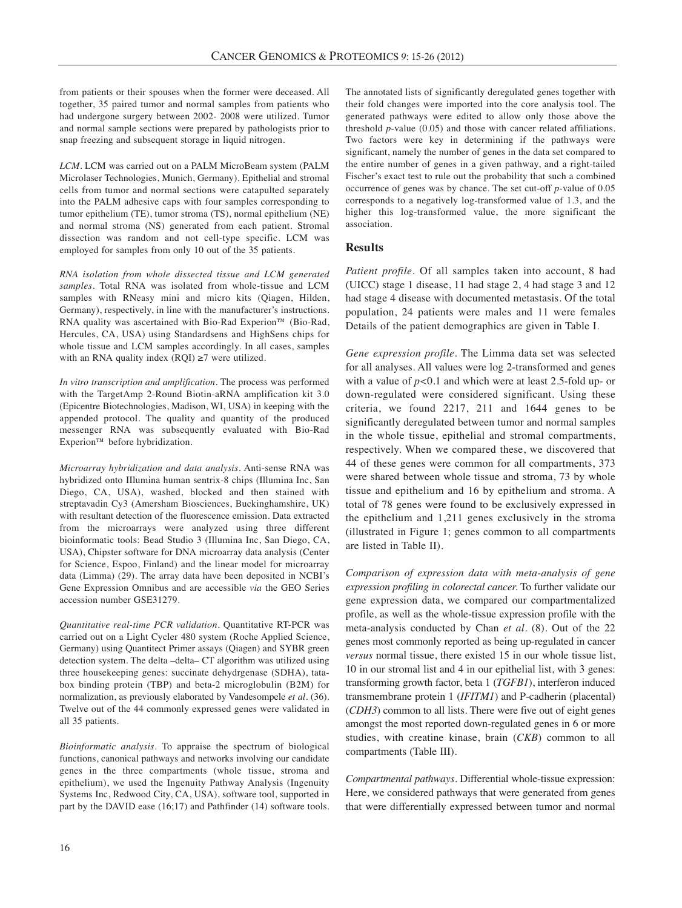from patients or their spouses when the former were deceased. All together, 35 paired tumor and normal samples from patients who had undergone surgery between 2002- 2008 were utilized. Tumor and normal sample sections were prepared by pathologists prior to snap freezing and subsequent storage in liquid nitrogen.

*LCM*. LCM was carried out on a PALM MicroBeam system (PALM Microlaser Technologies, Munich, Germany). Epithelial and stromal cells from tumor and normal sections were catapulted separately into the PALM adhesive caps with four samples corresponding to tumor epithelium (TE), tumor stroma (TS), normal epithelium (NE) and normal stroma (NS) generated from each patient. Stromal dissection was random and not cell-type specific. LCM was employed for samples from only 10 out of the 35 patients.

*RNA isolation from whole dissected tissue and LCM generated samples*. Total RNA was isolated from whole-tissue and LCM samples with RNeasy mini and micro kits (Qiagen, Hilden, Germany), respectively, in line with the manufacturer's instructions. RNA quality was ascertained with Bio-Rad Experion™ (Bio-Rad, Hercules, CA, USA) using Standardsens and HighSens chips for whole tissue and LCM samples accordingly. In all cases, samples with an RNA quality index (RQI) ≥7 were utilized.

*In vitro transcription and amplification*. The process was performed with the TargetAmp 2-Round Biotin-aRNA amplification kit 3.0 (Epicentre Biotechnologies, Madison, WI, USA) in keeping with the appended protocol. The quality and quantity of the produced messenger RNA was subsequently evaluated with Bio-Rad Experion™ before hybridization.

*Microarray hybridization and data analysis*. Anti-sense RNA was hybridized onto Illumina human sentrix-8 chips (Illumina Inc, San Diego, CA, USA), washed, blocked and then stained with streptavadin Cy3 (Amersham Biosciences, Buckinghamshire, UK) with resultant detection of the fluorescence emission. Data extracted from the microarrays were analyzed using three different bioinformatic tools: Bead Studio 3 (Illumina Inc, San Diego, CA, USA), Chipster software for DNA microarray data analysis (Center for Science, Espoo, Finland) and the linear model for microarray data (Limma) (29). The array data have been deposited in NCBI's Gene Expression Omnibus and are accessible *via* the GEO Series accession number GSE31279.

*Quantitative real-time PCR validation*. Quantitative RT-PCR was carried out on a Light Cycler 480 system (Roche Applied Science, Germany) using Quantitect Primer assays (Qiagen) and SYBR green detection system. The delta –delta– CT algorithm was utilized using three housekeeping genes: succinate dehydrgenase (SDHA), tata-box binding protein (TBP) and beta-2 microglobulin (B2M) for normalization, as previously elaborated by Vandesompele *et al*. (36). Twelve out of the 44 commonly expressed genes were validated in all 35 patients.

*Bioinformatic analysis*. To appraise the spectrum of biological functions, canonical pathways and networks involving our candidate genes in the three compartments (whole tissue, stroma and epithelium), we used the Ingenuity Pathway Analysis (Ingenuity Systems Inc, Redwood City, CA, USA), software tool, supported in part by the DAVID ease (16;17) and Pathfinder (14) software tools. The annotated lists of significantly deregulated genes together with their fold changes were imported into the core analysis tool. The generated pathways were edited to allow only those above the threshold *p*-value (0.05) and those with cancer related affiliations. Two factors were key in determining if the pathways were significant, namely the number of genes in the data set compared to the entire number of genes in a given pathway, and a right-tailed Fischer's exact test to rule out the probability that such a combined occurrence of genes was by chance. The set cut-off *p*-value of 0.05 corresponds to a negatively log-transformed value of 1.3, and the higher this log-transformed value, the more significant the association.

## Results

*Patient profile*. Of all samples taken into account, 8 had (UICC) stage 1 disease, 11 had stage 2, 4 had stage 3 and 12 had stage 4 disease with documented metastasis. Of the total population, 24 patients were males and 11 were females Details of the patient demographics are given in Table I.

*Gene expression profile*. The Limma data set was selected for all analyses. All values were log 2-transformed and genes with a value of $p<0.1$ and which were at least 2.5-fold up- or down-regulated were considered significant. Using these criteria, we found 2217, 211 and 1644 genes to be significantly deregulated between tumor and normal samples in the whole tissue, epithelial and stromal compartments, respectively. When we compared these, we discovered that 44 of these genes were common for all compartments, 373 were shared between whole tissue and stroma, 73 by whole tissue and epithelium and 16 by epithelium and stroma. A total of 78 genes were found to be exclusively expressed in the epithelium and 1,211 genes exclusively in the stroma (illustrated in Figure 1; genes common to all compartments are listed in Table II).

*Comparison of expression data with meta-analysis of gene expression profiling in colorectal cancer.* To further validate our gene expression data, we compared our compartmentalized profile, as well as the whole-tissue expression profile with the meta-analysis conducted by Chan *et al*. (8). Out of the 22 genes most commonly reported as being up-regulated in cancer *versus* normal tissue, there existed 15 in our whole tissue list, 10 in our stromal list and 4 in our epithelial list, with 3 genes: transforming growth factor, beta 1 (*TGFB1*), interferon induced transmembrane protein 1 (*IFITM1*) and P-cadherin (placental) (*CDH3*) common to all lists. There were five out of eight genes amongst the most reported down-regulated genes in 6 or more studies, with creatine kinase, brain (*CKB*) common to all compartments (Table III).

*Compartmental pathways*. Differential whole-tissue expression: Here, we considered pathways that were generated from genes that were differentially expressed between tumor and normal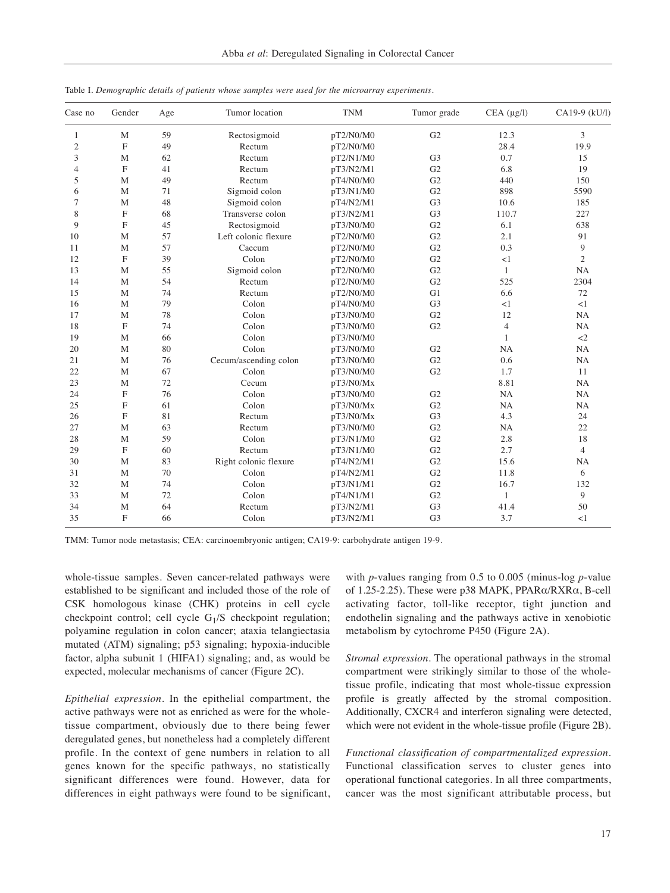Table I. *Demographic details of patients whose samples were used for the microarray experiments.*

| Case no | Gender | Age | Tumor location | TNM | Tumor grade | CEA (μg/l) | CA19-9 (kU/l) |
|---|---|---|---|---|---|---|---|
| 1 | M | 59 | Rectosigmoid | pT2/N0/M0 | G2 | 12.3 | 3 |
| 2 | F | 49 | Rectum | pT2/N0/M0 | | 28.4 | 19.9 |
| 3 | M | 62 | Rectum | pT2/N1/M0 | G3 | 0.7 | 15 |
| 4 | F | 41 | Rectum | pT3/N2/M1 | G2 | 6.8 | 19 |
| 5 | M | 49 | Rectum | pT4/N0/M0 | G2 | 440 | 150 |
| 6 | M | 71 | Sigmoid colon | pT3/N1/M0 | G2 | 898 | 5590 |
| 7 | M | 48 | Sigmoid colon | pT4/N2/M1 | G3 | 10.6 | 185 |
| 8 | F | 68 | Transverse colon | pT3/N2/M1 | G3 | 110.7 | 227 |
| 9 | F | 45 | Rectosigmoid | pT3/N0/M0 | G2 | 6.1 | 638 |
| 10 | M | 57 | Left colonic flexure | pT2/N0/M0 | G2 | 2.1 | 91 |
| 11 | M | 57 | Caecum | pT2/N0/M0 | G2 | 0.3 | 9 |
| 12 | F | 39 | Colon | pT2/N0/M0 | G2 | <1 | 2 |
| 13 | M | 55 | Sigmoid colon | pT2/N0/M0 | G2 | 1 | NA |
| 14 | M | 54 | Rectum | pT2/N0/M0 | G2 | 525 | 2304 |
| 15 | M | 74 | Rectum | pT2/N0/M0 | G1 | 6.6 | 72 |
| 16 | M | 79 | Colon | pT4/N0/M0 | G3 | <1 | <1 |
| 17 | M | 78 | Colon | pT3/N0/M0 | G2 | 12 | NA |
| 18 | F | 74 | Colon | pT3/N0/M0 | G2 | 4 | NA |
| 19 | M | 66 | Colon | pT3/N0/M0 | | 1 | <2 |
| 20 | M | 80 | Colon | pT3/N0/M0 | G2 | NA | NA |
| 21 | M | 76 | Cecum/ascending colon | pT3/N0/M0 | G2 | 0.6 | NA |
| 22 | M | 67 | Colon | pT3/N0/M0 | G2 | 1.7 | 11 |
| 23 | M | 72 | Cecum | pT3/N0/Mx | | 8.81 | NA |
| 24 | F | 76 | Colon | pT3/N0/M0 | G2 | NA | NA |
| 25 | F | 61 | Colon | pT3/N0/Mx | G2 | NA | NA |
| 26 | F | 81 | Rectum | pT3/N0/Mx | G3 | 4.3 | 24 |
| 27 | M | 63 | Rectum | pT3/N0/M0 | G2 | NA | 22 |
| 28 | M | 59 | Colon | pT3/N1/M0 | G2 | 2.8 | 18 |
| 29 | F | 60 | Rectum | pT3/N1/M0 | G2 | 2.7 | 4 |
| 30 | M | 83 | Right colonic flexure | pT4/N2/M1 | G2 | 15.6 | NA |
| 31 | M | 70 | Colon | pT4/N2/M1 | G2 | 11.8 | 6 |
| 32 | M | 74 | Colon | pT3/N1/M1 | G2 | 16.7 | 132 |
| 33 | M | 72 | Colon | pT4/N1/M1 | G2 | 1 | 9 |
| 34 | M | 64 | Rectum | pT3/N2/M1 | G3 | 41.4 | 50 |
| 35 | F | 66 | Colon | pT3/N2/M1 | G3 | 3.7 | <1 |

TMM: Tumor node metastasis; CEA: carcinoembryonic antigen; CA19-9: carbohydrate antigen 19-9.

whole-tissue samples. Seven cancer-related pathways were established to be significant and included those of the role of CSK homologous kinase (CHK) proteins in cell cycle checkpoint control; cell cycle $G_1$/S checkpoint regulation; polyamine regulation in colon cancer; ataxia telangiectasia mutated (ATM) signaling; p53 signaling; hypoxia-inducible factor, alpha subunit 1 (HIFA1) signaling; and, as would be expected, molecular mechanisms of cancer (Figure 2C).

*Epithelial expression.* In the epithelial compartment, the active pathways were not as enriched as were for the whole-tissue compartment, obviously due to there being fewer deregulated genes, but nonetheless had a completely different profile. In the context of gene numbers in relation to all genes known for the specific pathways, no statistically significant differences were found. However, data for differences in eight pathways were found to be significant, with *p*-values ranging from 0.5 to 0.005 (minus-log *p*-value of 1.25-2.25). These were p38 MAPK, PPARα/RXRα, B-cell activating factor, toll-like receptor, tight junction and endothelin signaling and the pathways active in xenobiotic metabolism by cytochrome P450 (Figure 2A).

*Stromal expression.* The operational pathways in the stromal compartment were strikingly similar to those of the whole-tissue profile, indicating that most whole-tissue expression profile is greatly affected by the stromal composition. Additionally, CXCR4 and interferon signaling were detected, which were not evident in the whole-tissue profile (Figure 2B).

*Functional classification of compartmentalized expression.* Functional classification serves to cluster genes into operational functional categories. In all three compartments, cancer was the most significant attributable process, but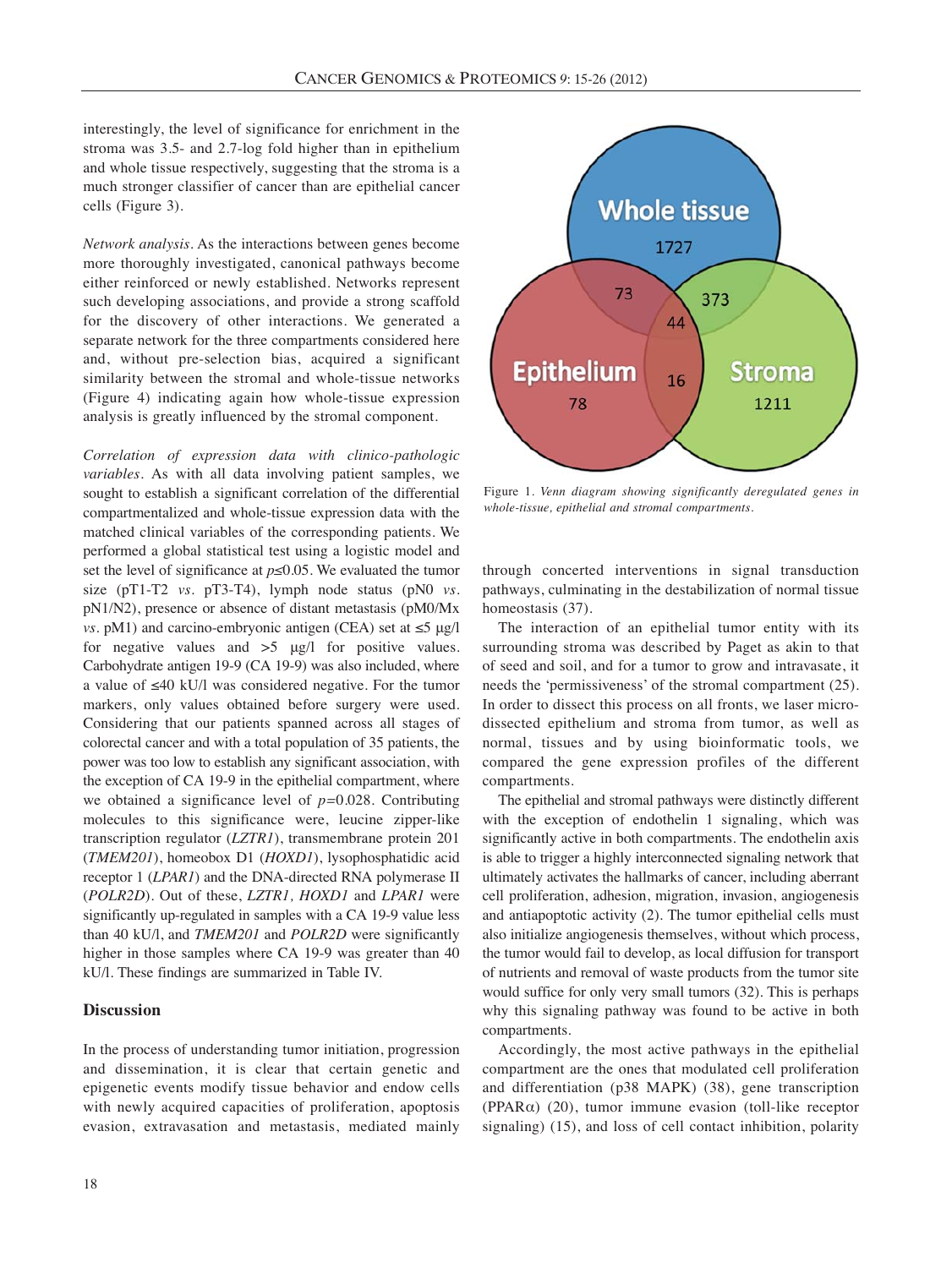interestingly, the level of significance for enrichment in the stroma was 3.5- and 2.7-log fold higher than in epithelium and whole tissue respectively, suggesting that the stroma is a much stronger classifier of cancer than are epithelial cancer cells (Figure 3).

*Network analysis.* As the interactions between genes become more thoroughly investigated, canonical pathways become either reinforced or newly established. Networks represent such developing associations, and provide a strong scaffold for the discovery of other interactions. We generated a separate network for the three compartments considered here and, without pre-selection bias, acquired a significant similarity between the stromal and whole-tissue networks (Figure 4) indicating again how whole-tissue expression analysis is greatly influenced by the stromal component.

*Correlation of expression data with clinico-pathologic variables.* As with all data involving patient samples, we sought to establish a significant correlation of the differential compartmentalized and whole-tissue expression data with the matched clinical variables of the corresponding patients. We performed a global statistical test using a logistic model and set the level of significance at $p \leq 0.05$. We evaluated the tumor size (pT1-T2 *vs.* pT3-T4), lymph node status (pN0 *vs.* pN1/N2), presence or absence of distant metastasis (pM0/Mx *vs.* pM1) and carcino-embryonic antigen (CEA) set at ≤5 μg/l for negative values and >5 μg/l for positive values. Carbohydrate antigen 19-9 (CA 19-9) was also included, where a value of ≤40 kU/l was considered negative. For the tumor markers, only values obtained before surgery were used. Considering that our patients spanned across all stages of colorectal cancer and with a total population of 35 patients, the power was too low to establish any significant association, with the exception of CA 19-9 in the epithelial compartment, where we obtained a significance level of $p=0.028$. Contributing molecules to this significance were, leucine zipper-like transcription regulator (*LZTR1*), transmembrane protein 201 (*TMEM201*), homeobox D1 (*HOXD1*), lysophosphatidic acid receptor 1 (*LPAR1*) and the DNA-directed RNA polymerase II (*POLR2D*). Out of these, *LZTR1, HOXD1* and *LPAR1* were significantly up-regulated in samples with a CA 19-9 value less than 40 kU/l, and *TMEM201* and *POLR2D* were significantly higher in those samples where CA 19-9 was greater than 40 kU/l. These findings are summarized in Table IV.

## Discussion

In the process of understanding tumor initiation, progression and dissemination, it is clear that certain genetic and epigenetic events modify tissue behavior and endow cells with newly acquired capacities of proliferation, apoptosis evasion, extravasation and metastasis, mediated mainly through concerted interventions in signal transduction pathways, culminating in the destabilization of normal tissue homeostasis (37).

The interaction of an epithelial tumor entity with its surrounding stroma was described by Paget as akin to that of seed and soil, and for a tumor to grow and intravasate, it needs the 'permissiveness' of the stromal compartment (25). In order to dissect this process on all fronts, we laser micro-dissected epithelium and stroma from tumor, as well as normal, tissues and by using bioinformatic tools, we compared the gene expression profiles of the different compartments.

The epithelial and stromal pathways were distinctly different with the exception of endothelin 1 signaling, which was significantly active in both compartments. The endothelin axis is able to trigger a highly interconnected signaling network that ultimately activates the hallmarks of cancer, including aberrant cell proliferation, adhesion, migration, invasion, angiogenesis and antiapoptotic activity (2). The tumor epithelial cells must also initialize angiogenesis themselves, without which process, the tumor would fail to develop, as local diffusion for transport of nutrients and removal of waste products from the tumor site would suffice for only very small tumors (32). This is perhaps why this signaling pathway was found to be active in both compartments.

Accordingly, the most active pathways in the epithelial compartment are the ones that modulated cell proliferation and differentiation (p38 MAPK) (38), gene transcription (PPARα) (20), tumor immune evasion (toll-like receptor signaling) (15), and loss of cell contact inhibition, polarity

Figure 1. *Venn diagram showing significantly deregulated genes in whole-tissue, epithelial and stromal compartments.*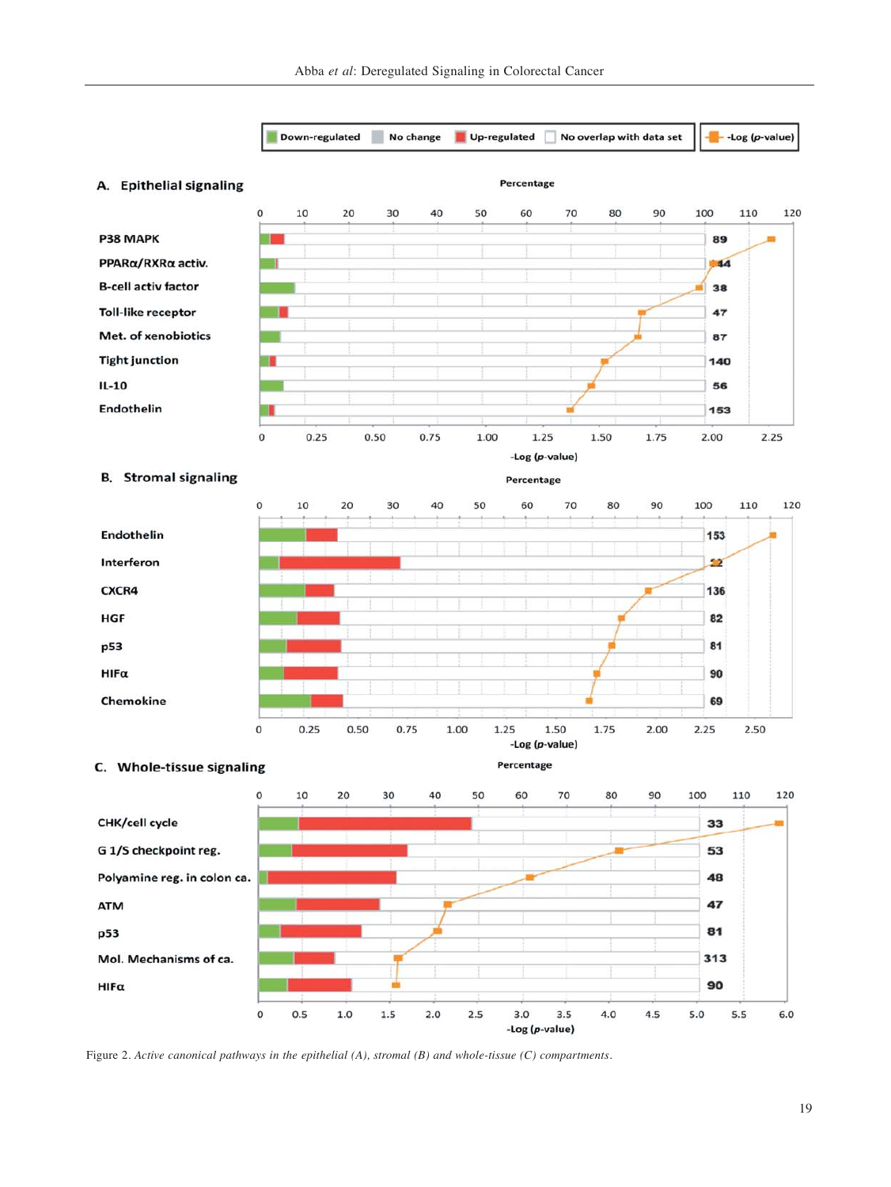Figure 2. *Active canonical pathways in the epithelial (A), stromal (B) and whole-tissue (C) compartments*.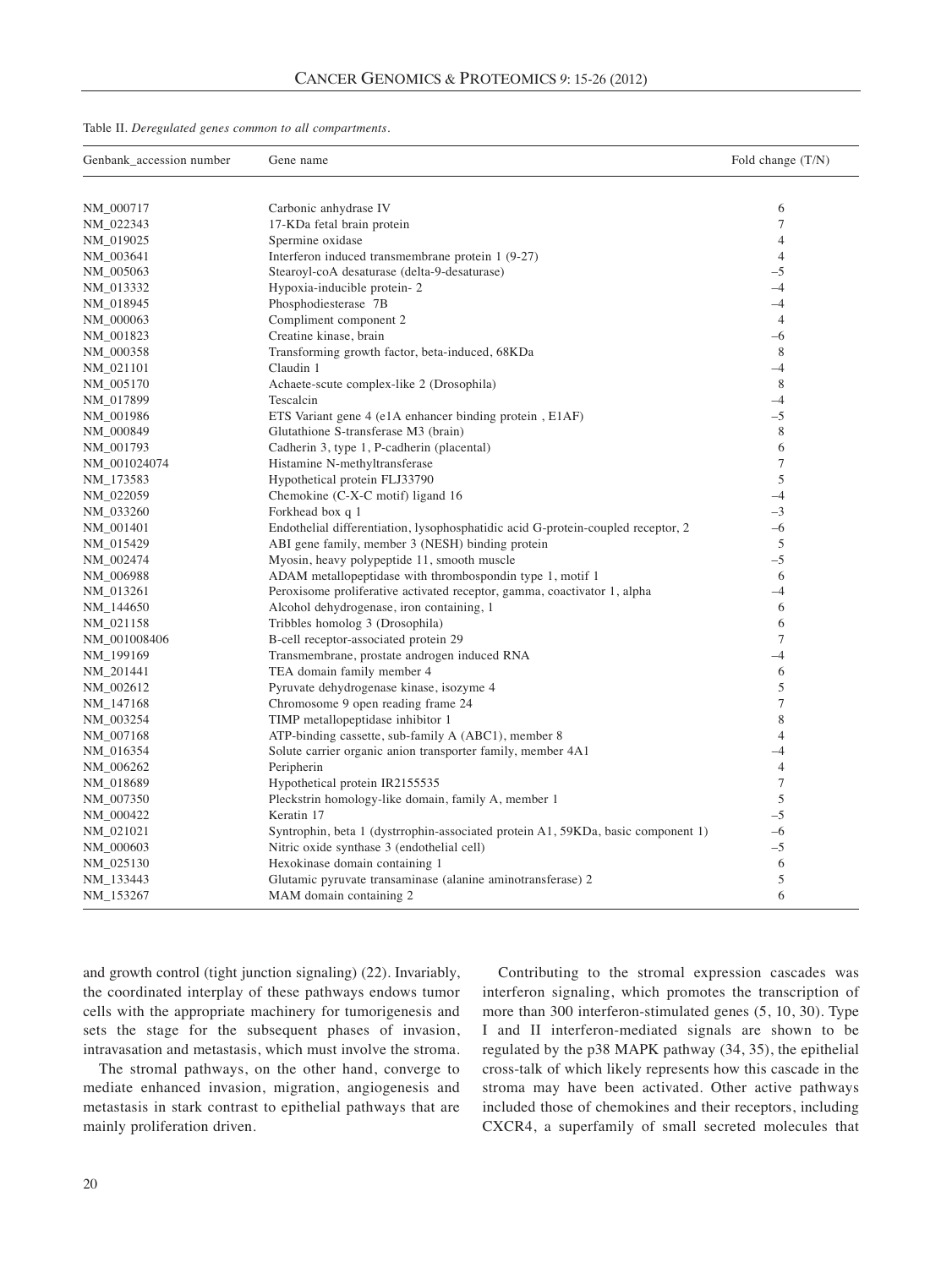Table II. *Deregulated genes common to all compartments.*

| Genbank_accession number | Gene name | Fold change (T/N) |
|---|---|---|
| NM_000717 | Carbonic anhydrase IV | 6 |
| NM_022343 | 17-KDa fetal brain protein | 7 |
| NM_019025 | Spermine oxidase | 4 |
| NM_003641 | Interferon induced transmembrane protein 1 (9-27) | 4 |
| NM_005063 | Stearoyl-coA desaturase (delta-9-desaturase) | –5 |
| NM_013332 | Hypoxia-inducible protein- 2 | –4 |
| NM_018945 | Phosphodiesterase 7B | –4 |
| NM_000063 | Compliment component 2 | 4 |
| NM_001823 | Creatine kinase, brain | –6 |
| NM_000358 | Transforming growth factor, beta-induced, 68KDa | 8 |
| NM_021101 | Claudin 1 | –4 |
| NM_005170 | Achaete-scute complex-like 2 (Drosophila) | 8 |
| NM_017899 | Tescalcin | –4 |
| NM_001986 | ETS Variant gene 4 (e1A enhancer binding protein , E1AF) | –5 |
| NM_000849 | Glutathione S-transferase M3 (brain) | 8 |
| NM_001793 | Cadherin 3, type 1, P-cadherin (placental) | 6 |
| NM_001024074 | Histamine N-methyltransferase | 7 |
| NM_173583 | Hypothetical protein FLJ33790 | 5 |
| NM_022059 | Chemokine (C-X-C motif) ligand 16 | –4 |
| NM_033260 | Forkhead box q 1 | –3 |
| NM_001401 | Endothelial differentiation, lysophosphatidic acid G-protein-coupled receptor, 2 | –6 |
| NM_015429 | ABI gene family, member 3 (NESH) binding protein | 5 |
| NM_002474 | Myosin, heavy polypeptide 11, smooth muscle | –5 |
| NM_006988 | ADAM metallopeptidase with thrombospondin type 1, motif 1 | 6 |
| NM_013261 | Peroxisome proliferative activated receptor, gamma, coactivator 1, alpha | –4 |
| NM_144650 | Alcohol dehydrogenase, iron containing, 1 | 6 |
| NM_021158 | Tribbles homolog 3 (Drosophila) | 6 |
| NM_001008406 | B-cell receptor-associated protein 29 | 7 |
| NM_199169 | Transmembrane, prostate androgen induced RNA | –4 |
| NM_201441 | TEA domain family member 4 | 6 |
| NM_002612 | Pyruvate dehydrogenase kinase, isozyme 4 | 5 |
| NM_147168 | Chromosome 9 open reading frame 24 | 7 |
| NM_003254 | TIMP metallopeptidase inhibitor 1 | 8 |
| NM_007168 | ATP-binding cassette, sub-family A (ABC1), member 8 | 4 |
| NM_016354 | Solute carrier organic anion transporter family, member 4A1 | –4 |
| NM_006262 | Peripherin | 4 |
| NM_018689 | Hypothetical protein IR2155535 | 7 |
| NM_007350 | Pleckstrin homology-like domain, family A, member 1 | 5 |
| NM_000422 | Keratin 17 | –5 |
| NM_021021 | Syntrophin, beta 1 (dystrrophin-associated protein A1, 59KDa, basic component 1) | –6 |
| NM_000603 | Nitric oxide synthase 3 (endothelial cell) | –5 |
| NM_025130 | Hexokinase domain containing 1 | 6 |
| NM_133443 | Glutamic pyruvate transaminase (alanine aminotransferase) 2 | 5 |
| NM_153267 | MAM domain containing 2 | 6 |

and growth control (tight junction signaling) (22). Invariably, the coordinated interplay of these pathways endows tumor cells with the appropriate machinery for tumorigenesis and sets the stage for the subsequent phases of invasion, intravasation and metastasis, which must involve the stroma.

The stromal pathways, on the other hand, converge to mediate enhanced invasion, migration, angiogenesis and metastasis in stark contrast to epithelial pathways that are mainly proliferation driven.

Contributing to the stromal expression cascades was interferon signaling, which promotes the transcription of more than 300 interferon-stimulated genes (5, 10, 30). Type I and II interferon-mediated signals are shown to be regulated by the p38 MAPK pathway (34, 35), the epithelial cross-talk of which likely represents how this cascade in the stroma may have been activated. Other active pathways included those of chemokines and their receptors, including CXCR4, a superfamily of small secreted molecules that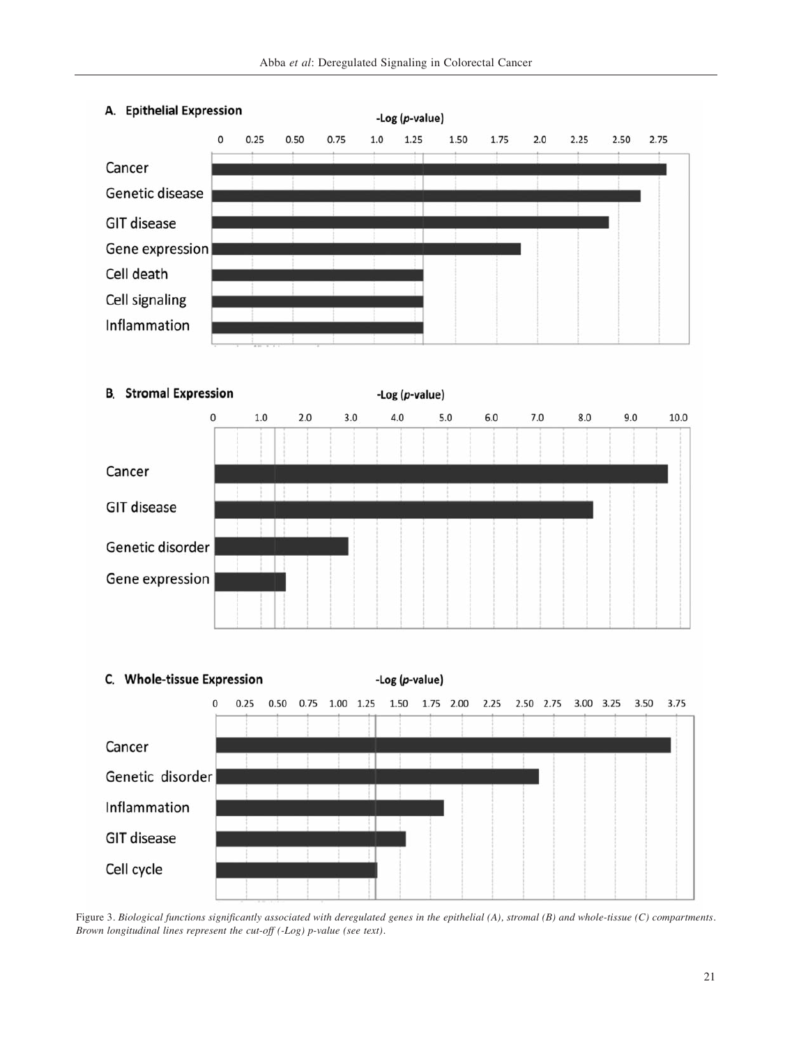**A. Epithelial Expression**

-Log (*p*-value)

0 0.25 0.50 0.75 1.0 1.25 1.50 1.75 2.0 2.25 2.50 2.75

Cancer

Genetic disease

GIT disease

Gene expression

Cell death

Cell signaling

Inflammation

**B. Stromal Expression**

-Log (*p*-value)

0 1.0 2.0 3.0 4.0 5.0 6.0 7.0 8.0 9.0 10.0

Cancer

GIT disease

Genetic disorder

Gene expression

**C. Whole-tissue Expression**

-Log (*p*-value)

0 0.25 0.50 0.75 1.00 1.25 1.50 1.75 2.00 2.25 2.50 2.75 3.00 3.25 3.50 3.75

Cancer

Genetic disorder

Inflammation

GIT disease

Cell cycle

Figure 3. *Biological functions significantly associated with deregulated genes in the epithelial (A), stromal (B) and whole-tissue (C) compartments. Brown longitudinal lines represent the cut-off (-Log) p-value (see text).*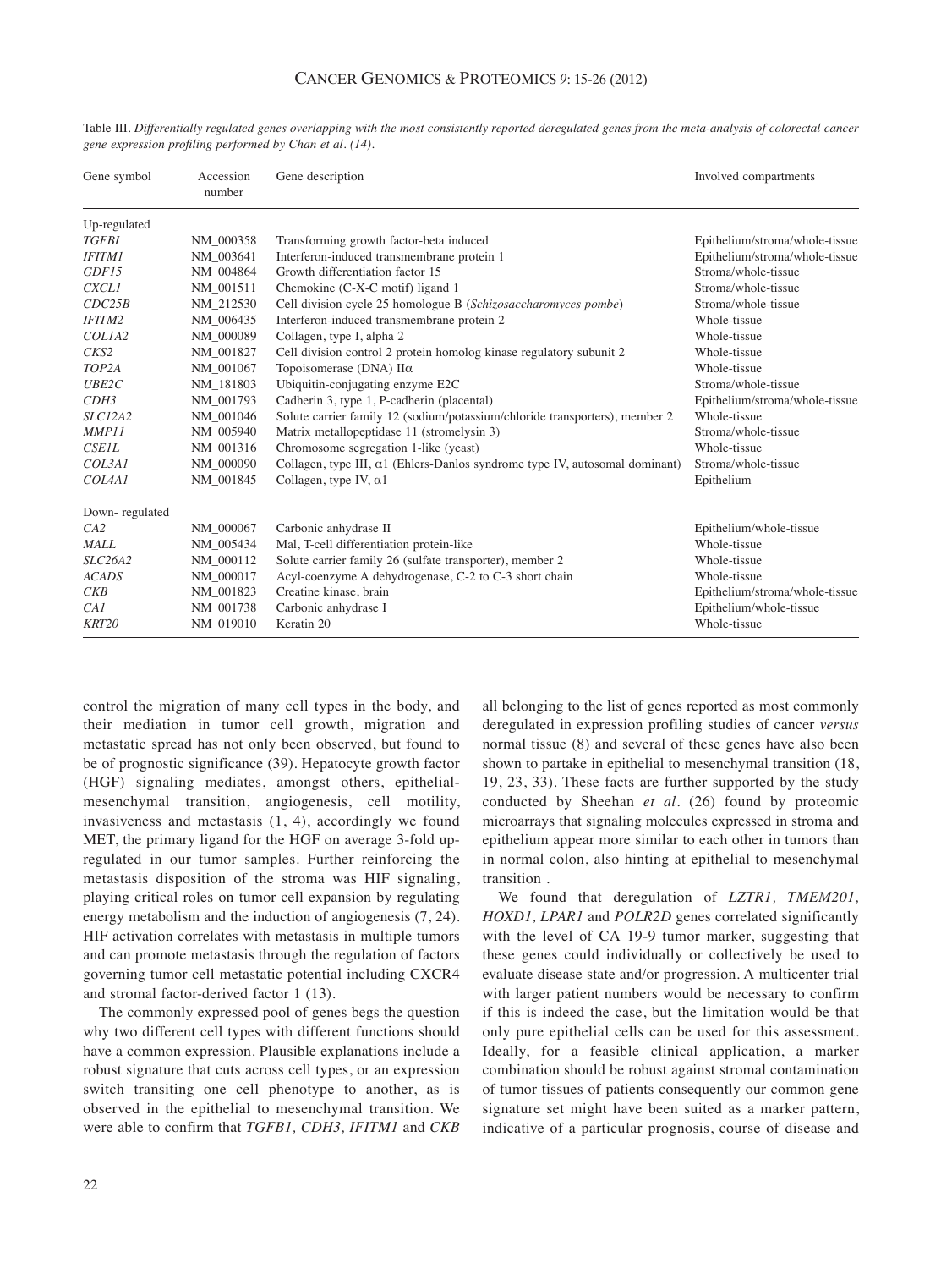Table III. *Differentially regulated genes overlapping with the most consistently reported deregulated genes from the meta-analysis of colorectal cancer gene expression profiling performed by Chan et al. (14).*

| Gene symbol | Accession number | Gene description | Involved compartments |
|---|---|---|---|
| Up-regulated | | | |
| *TGFBI* | NM_000358 | Transforming growth factor-beta induced | Epithelium/stroma/whole-tissue |
| *IFITM1* | NM_003641 | Interferon-induced transmembrane protein 1 | Epithelium/stroma/whole-tissue |
| *GDF15* | NM_004864 | Growth differentiation factor 15 | Stroma/whole-tissue |
| *CXCL1* | NM_001511 | Chemokine (C-X-C motif) ligand 1 | Stroma/whole-tissue |
| *CDC25B* | NM_212530 | Cell division cycle 25 homologue B (*Schizosaccharomyces pombe*) | Stroma/whole-tissue |
| *IFITM2* | NM_006435 | Interferon-induced transmembrane protein 2 | Whole-tissue |
| *COL1A2* | NM_000089 | Collagen, type I, alpha 2 | Whole-tissue |
| *CKS2* | NM_001827 | Cell division control 2 protein homolog kinase regulatory subunit 2 | Whole-tissue |
| *TOP2A* | NM_001067 | Topoisomerase (DNA) IIα | Whole-tissue |
| *UBE2C* | NM_181803 | Ubiquitin-conjugating enzyme E2C | Stroma/whole-tissue |
| *CDH3* | NM_001793 | Cadherin 3, type 1, P-cadherin (placental) | Epithelium/stroma/whole-tissue |
| *SLC12A2* | NM_001046 | Solute carrier family 12 (sodium/potassium/chloride transporters), member 2 | Whole-tissue |
| *MMP11* | NM_005940 | Matrix metallopeptidase 11 (stromelysin 3) | Stroma/whole-tissue |
| *CSE1L* | NM_001316 | Chromosome segregation 1-like (yeast) | Whole-tissue |
| *COL3A1* | NM_000090 | Collagen, type III, α1 (Ehlers-Danlos syndrome type IV, autosomal dominant) | Stroma/whole-tissue |
| *COL4A1* | NM_001845 | Collagen, type IV, α1 | Epithelium |
| Down- regulated | | | |
| *CA2* | NM_000067 | Carbonic anhydrase II | Epithelium/whole-tissue |
| *MALL* | NM_005434 | Mal, T-cell differentiation protein-like | Whole-tissue |
| *SLC26A2* | NM_000112 | Solute carrier family 26 (sulfate transporter), member 2 | Whole-tissue |
| *ACADS* | NM_000017 | Acyl-coenzyme A dehydrogenase, C-2 to C-3 short chain | Whole-tissue |
| *CKB* | NM_001823 | Creatine kinase, brain | Epithelium/stroma/whole-tissue |
| *CA1* | NM_001738 | Carbonic anhydrase I | Epithelium/whole-tissue |
| *KRT20* | NM_019010 | Keratin 20 | Whole-tissue |

control the migration of many cell types in the body, and their mediation in tumor cell growth, migration and metastatic spread has not only been observed, but found to be of prognostic significance (39). Hepatocyte growth factor (HGF) signaling mediates, amongst others, epithelial-mesenchymal transition, angiogenesis, cell motility, invasiveness and metastasis (1, 4), accordingly we found MET, the primary ligand for the HGF on average 3-fold up-regulated in our tumor samples. Further reinforcing the metastasis disposition of the stroma was HIF signaling, playing critical roles on tumor cell expansion by regulating energy metabolism and the induction of angiogenesis (7, 24). HIF activation correlates with metastasis in multiple tumors and can promote metastasis through the regulation of factors governing tumor cell metastatic potential including CXCR4 and stromal factor-derived factor 1 (13).

The commonly expressed pool of genes begs the question why two different cell types with different functions should have a common expression. Plausible explanations include a robust signature that cuts across cell types, or an expression switch transiting one cell phenotype to another, as is observed in the epithelial to mesenchymal transition. We were able to confirm that *TGFB1, CDH3, IFITM1* and *CKB* all belonging to the list of genes reported as most commonly deregulated in expression profiling studies of cancer *versus* normal tissue (8) and several of these genes have also been shown to partake in epithelial to mesenchymal transition (18, 19, 23, 33). These facts are further supported by the study conducted by Sheehan *et al.* (26) found by proteomic microarrays that signaling molecules expressed in stroma and epithelium appear more similar to each other in tumors than in normal colon, also hinting at epithelial to mesenchymal transition .

We found that deregulation of *LZTR1, TMEM201, HOXD1, LPAR1* and *POLR2D* genes correlated significantly with the level of CA 19-9 tumor marker, suggesting that these genes could individually or collectively be used to evaluate disease state and/or progression. A multicenter trial with larger patient numbers would be necessary to confirm if this is indeed the case, but the limitation would be that only pure epithelial cells can be used for this assessment. Ideally, for a feasible clinical application, a marker combination should be robust against stromal contamination of tumor tissues of patients consequently our common gene signature set might have been suited as a marker pattern, indicative of a particular prognosis, course of disease and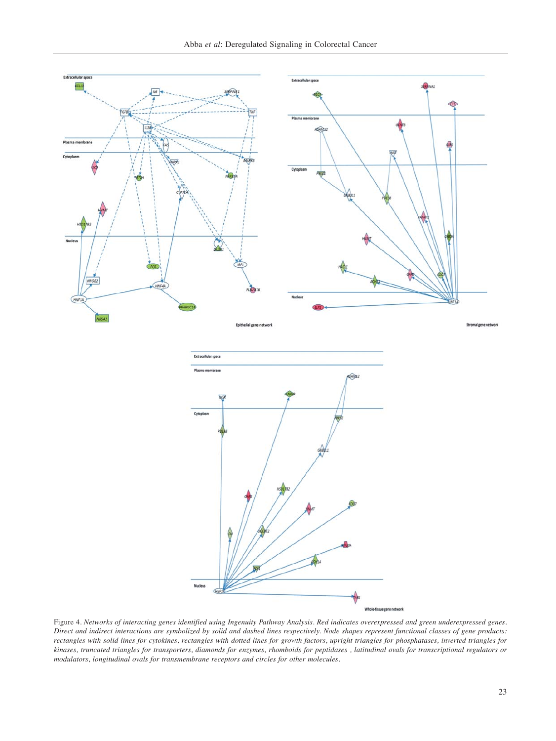Figure 4. *Networks of interacting genes identified using Ingenuity Pathway Analysis. Red indicates overexpressed and green underexpressed genes. Direct and indirect interactions are symbolized by solid and dashed lines respectively. Node shapes represent functional classes of gene products: rectangles with solid lines for cytokines, rectangles with dotted lines for growth factors, upright triangles for phosphatases, inverted triangles for kinases, truncated triangles for transporters, diamonds for enzymes, rhomboids for peptidases , latitudinal ovals for transcriptional regulators or modulators, longitudinal ovals for transmembrane receptors and circles for other molecules.*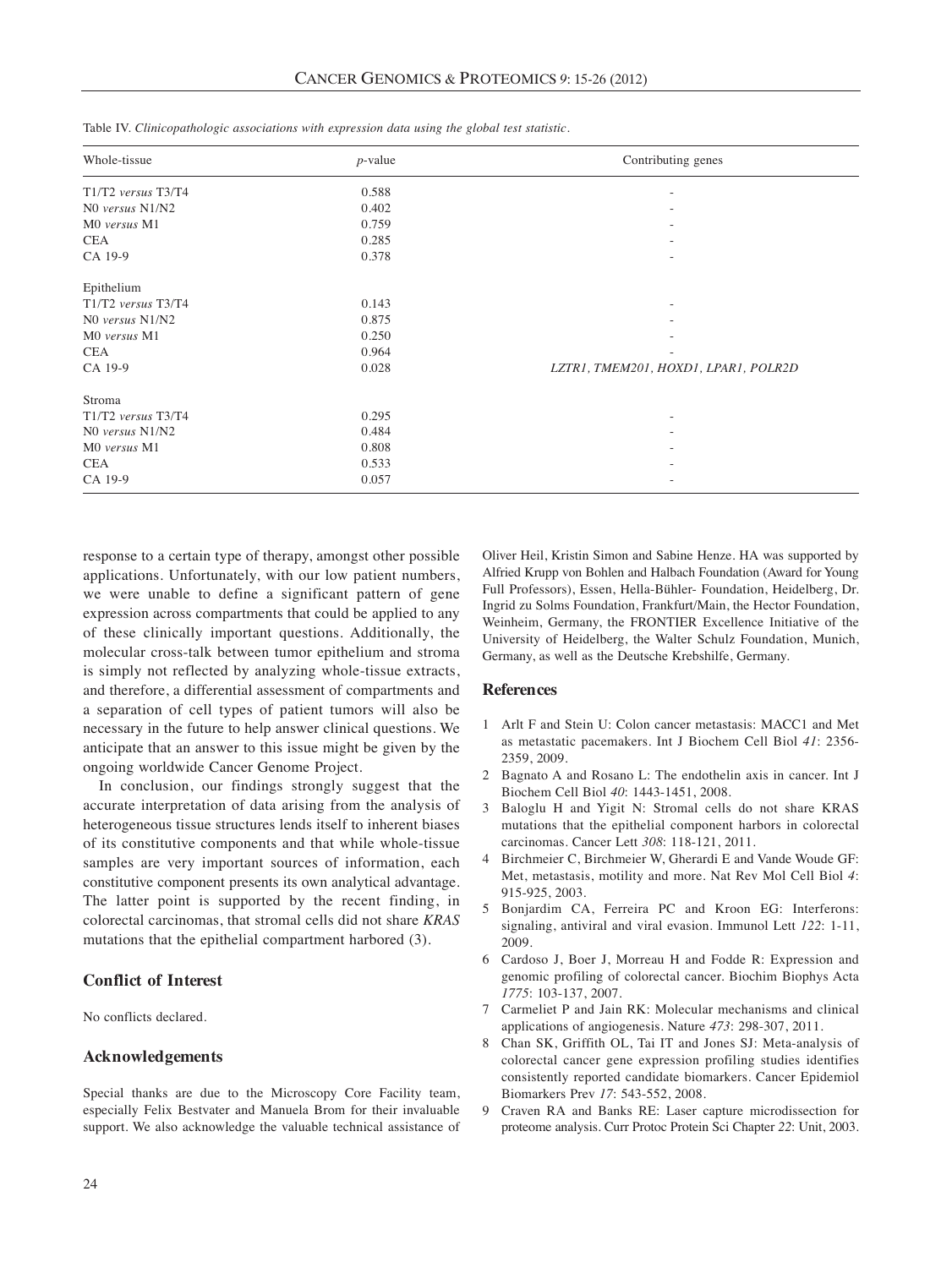Table IV. *Clinicopathologic associations with expression data using the global test statistic.*

| Whole-tissue | *p*-value | Contributing genes |
|---|---|---|
| T1/T2 *versus* T3/T4 | 0.588 | - |
| N0 *versus* N1/N2 | 0.402 | - |
| M0 *versus* M1 | 0.759 | - |
| CEA | 0.285 | - |
| CA 19-9 | 0.378 | - |
| Epithelium | | |
| T1/T2 *versus* T3/T4 | 0.143 | - |
| N0 *versus* N1/N2 | 0.875 | - |
| M0 *versus* M1 | 0.250 | - |
| CEA | 0.964 | - |
| CA 19-9 | 0.028 | *LZTR1, TMEM201, HOXD1, LPAR1, POLR2D* |
| Stroma | | |
| T1/T2 *versus* T3/T4 | 0.295 | - |
| N0 *versus* N1/N2 | 0.484 | - |
| M0 *versus* M1 | 0.808 | - |
| CEA | 0.533 | - |
| CA 19-9 | 0.057 | - |

response to a certain type of therapy, amongst other possible applications. Unfortunately, with our low patient numbers, we were unable to define a significant pattern of gene expression across compartments that could be applied to any of these clinically important questions. Additionally, the molecular cross-talk between tumor epithelium and stroma is simply not reflected by analyzing whole-tissue extracts, and therefore, a differential assessment of compartments and a separation of cell types of patient tumors will also be necessary in the future to help answer clinical questions. We anticipate that an answer to this issue might be given by the ongoing worldwide Cancer Genome Project.

In conclusion, our findings strongly suggest that the accurate interpretation of data arising from the analysis of heterogeneous tissue structures lends itself to inherent biases of its constitutive components and that while whole-tissue samples are very important sources of information, each constitutive component presents its own analytical advantage. The latter point is supported by the recent finding, in colorectal carcinomas, that stromal cells did not share *KRAS* mutations that the epithelial compartment harbored (3).

## Conflict of Interest

No conflicts declared.

## Acknowledgements

Special thanks are due to the Microscopy Core Facility team, especially Felix Bestvater and Manuela Brom for their invaluable support. We also acknowledge the valuable technical assistance of Oliver Heil, Kristin Simon and Sabine Henze. HA was supported by Alfried Krupp von Bohlen and Halbach Foundation (Award for Young Full Professors), Essen, Hella-Bühler- Foundation, Heidelberg, Dr. Ingrid zu Solms Foundation, Frankfurt/Main, the Hector Foundation, Weinheim, Germany, the FRONTIER Excellence Initiative of the University of Heidelberg, the Walter Schulz Foundation, Munich, Germany, as well as the Deutsche Krebshilfe, Germany.

## References

1. Arlt F and Stein U: Colon cancer metastasis: MACC1 and Met as metastatic pacemakers. Int J Biochem Cell Biol *41*: 2356-2359, 2009.
2. Bagnato A and Rosano L: The endothelin axis in cancer. Int J Biochem Cell Biol *40*: 1443-1451, 2008.
3. Baloglu H and Yigit N: Stromal cells do not share KRAS mutations that the epithelial component harbors in colorectal carcinomas. Cancer Lett *308*: 118-121, 2011.
4. Birchmeier C, Birchmeier W, Gherardi E and Vande Woude GF: Met, metastasis, motility and more. Nat Rev Mol Cell Biol *4*: 915-925, 2003.
5. Bonjardim CA, Ferreira PC and Kroon EG: Interferons: signaling, antiviral and viral evasion. Immunol Lett *122*: 1-11, 2009.
6. Cardoso J, Boer J, Morreau H and Fodde R: Expression and genomic profiling of colorectal cancer. Biochim Biophys Acta *1775*: 103-137, 2007.
7. Carmeliet P and Jain RK: Molecular mechanisms and clinical applications of angiogenesis. Nature *473*: 298-307, 2011.
8. Chan SK, Griffith OL, Tai IT and Jones SJ: Meta-analysis of colorectal cancer gene expression profiling studies identifies consistently reported candidate biomarkers. Cancer Epidemiol Biomarkers Prev *17*: 543-552, 2008.
9. Craven RA and Banks RE: Laser capture microdissection for proteome analysis. Curr Protoc Protein Sci Chapter *22*: Unit, 2003.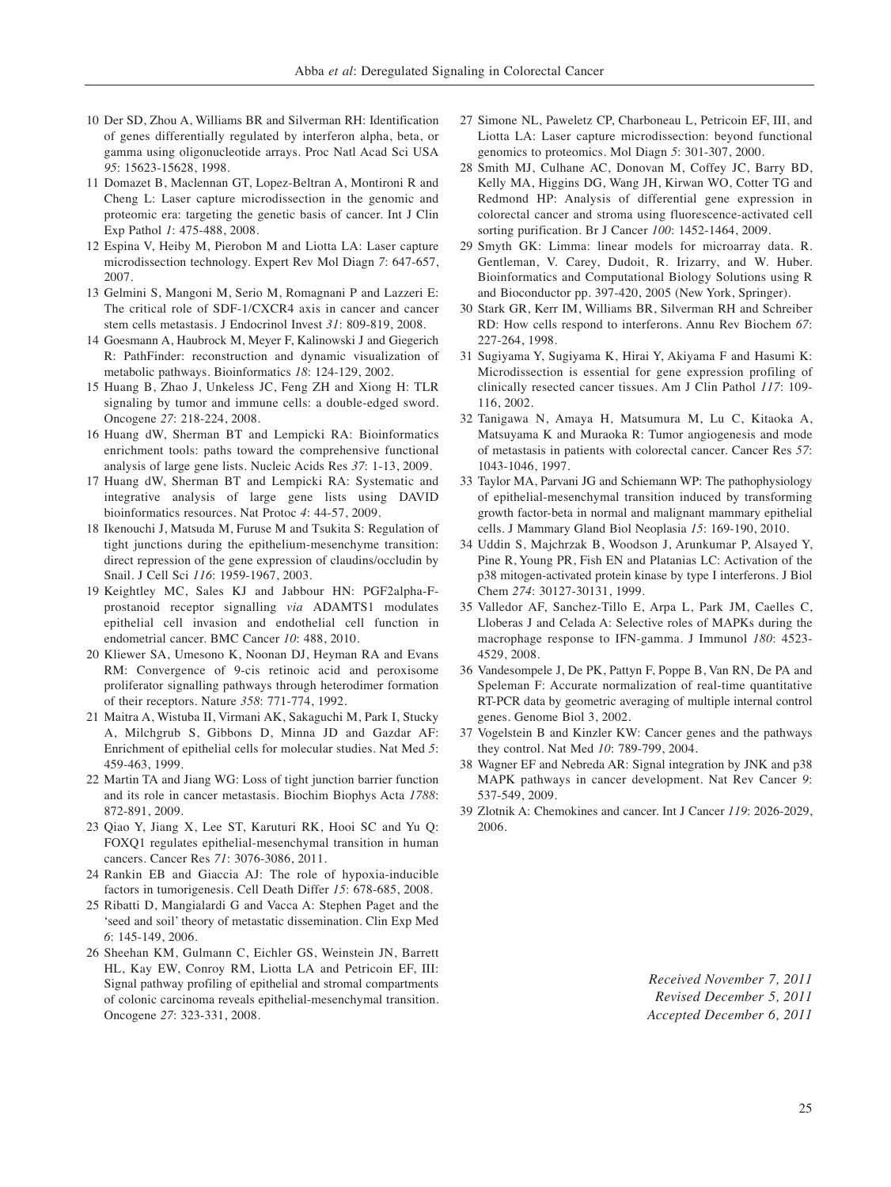10 Der SD, Zhou A, Williams BR and Silverman RH: Identification of genes differentially regulated by interferon alpha, beta, or gamma using oligonucleotide arrays. Proc Natl Acad Sci USA *95*: 15623-15628, 1998.

11 Domazet B, Maclennan GT, Lopez-Beltran A, Montironi R and Cheng L: Laser capture microdissection in the genomic and proteomic era: targeting the genetic basis of cancer. Int J Clin Exp Pathol *1*: 475-488, 2008.

12 Espina V, Heiby M, Pierobon M and Liotta LA: Laser capture microdissection technology. Expert Rev Mol Diagn *7*: 647-657, 2007.

13 Gelmini S, Mangoni M, Serio M, Romagnani P and Lazzeri E: The critical role of SDF-1/CXCR4 axis in cancer and cancer stem cells metastasis. J Endocrinol Invest *31*: 809-819, 2008.

14 Goesmann A, Haubrock M, Meyer F, Kalinowski J and Giegerich R: PathFinder: reconstruction and dynamic visualization of metabolic pathways. Bioinformatics *18*: 124-129, 2002.

15 Huang B, Zhao J, Unkeless JC, Feng ZH and Xiong H: TLR signaling by tumor and immune cells: a double-edged sword. Oncogene *27*: 218-224, 2008.

16 Huang dW, Sherman BT and Lempicki RA: Bioinformatics enrichment tools: paths toward the comprehensive functional analysis of large gene lists. Nucleic Acids Res *37*: 1-13, 2009.

17 Huang dW, Sherman BT and Lempicki RA: Systematic and integrative analysis of large gene lists using DAVID bioinformatics resources. Nat Protoc *4*: 44-57, 2009.

18 Ikenouchi J, Matsuda M, Furuse M and Tsukita S: Regulation of tight junctions during the epithelium-mesenchyme transition: direct repression of the gene expression of claudins/occludin by Snail. J Cell Sci *116*: 1959-1967, 2003.

19 Keightley MC, Sales KJ and Jabbour HN: PGF2alpha-F-prostanoid receptor signalling *via* ADAMTS1 modulates epithelial cell invasion and endothelial cell function in endometrial cancer. BMC Cancer *10*: 488, 2010.

20 Kliewer SA, Umesono K, Noonan DJ, Heyman RA and Evans RM: Convergence of 9-cis retinoic acid and peroxisome proliferator signalling pathways through heterodimer formation of their receptors. Nature *358*: 771-774, 1992.

21 Maitra A, Wistuba II, Virmani AK, Sakaguchi M, Park I, Stucky A, Milchgrub S, Gibbons D, Minna JD and Gazdar AF: Enrichment of epithelial cells for molecular studies. Nat Med *5*: 459-463, 1999.

22 Martin TA and Jiang WG: Loss of tight junction barrier function and its role in cancer metastasis. Biochim Biophys Acta *1788*: 872-891, 2009.

23 Qiao Y, Jiang X, Lee ST, Karuturi RK, Hooi SC and Yu Q: FOXQ1 regulates epithelial-mesenchymal transition in human cancers. Cancer Res *71*: 3076-3086, 2011.

24 Rankin EB and Giaccia AJ: The role of hypoxia-inducible factors in tumorigenesis. Cell Death Differ *15*: 678-685, 2008.

25 Ribatti D, Mangialardi G and Vacca A: Stephen Paget and the 'seed and soil' theory of metastatic dissemination. Clin Exp Med *6*: 145-149, 2006.

26 Sheehan KM, Gulmann C, Eichler GS, Weinstein JN, Barrett HL, Kay EW, Conroy RM, Liotta LA and Petricoin EF, III: Signal pathway profiling of epithelial and stromal compartments of colonic carcinoma reveals epithelial-mesenchymal transition. Oncogene *27*: 323-331, 2008.

27 Simone NL, Paweletz CP, Charboneau L, Petricoin EF, III, and Liotta LA: Laser capture microdissection: beyond functional genomics to proteomics. Mol Diagn *5*: 301-307, 2000.

28 Smith MJ, Culhane AC, Donovan M, Coffey JC, Barry BD, Kelly MA, Higgins DG, Wang JH, Kirwan WO, Cotter TG and Redmond HP: Analysis of differential gene expression in colorectal cancer and stroma using fluorescence-activated cell sorting purification. Br J Cancer *100*: 1452-1464, 2009.

29 Smyth GK: Limma: linear models for microarray data. R. Gentleman, V. Carey, Dudoit, R. Irizarry, and W. Huber. Bioinformatics and Computational Biology Solutions using R and Bioconductor pp. 397-420, 2005 (New York, Springer).

30 Stark GR, Kerr IM, Williams BR, Silverman RH and Schreiber RD: How cells respond to interferons. Annu Rev Biochem *67*: 227-264, 1998.

31 Sugiyama Y, Sugiyama K, Hirai Y, Akiyama F and Hasumi K: Microdissection is essential for gene expression profiling of clinically resected cancer tissues. Am J Clin Pathol *117*: 109-116, 2002.

32 Tanigawa N, Amaya H, Matsumura M, Lu C, Kitaoka A, Matsuyama K and Muraoka R: Tumor angiogenesis and mode of metastasis in patients with colorectal cancer. Cancer Res *57*: 1043-1046, 1997.

33 Taylor MA, Parvani JG and Schiemann WP: The pathophysiology of epithelial-mesenchymal transition induced by transforming growth factor-beta in normal and malignant mammary epithelial cells. J Mammary Gland Biol Neoplasia *15*: 169-190, 2010.

34 Uddin S, Majchrzak B, Woodson J, Arunkumar P, Alsayed Y, Pine R, Young PR, Fish EN and Platanias LC: Activation of the p38 mitogen-activated protein kinase by type I interferons. J Biol Chem *274*: 30127-30131, 1999.

35 Valledor AF, Sanchez-Tillo E, Arpa L, Park JM, Caelles C, Lloberas J and Celada A: Selective roles of MAPKs during the macrophage response to IFN-gamma. J Immunol *180*: 4523-4529, 2008.

36 Vandesompele J, De PK, Pattyn F, Poppe B, Van RN, De PA and Speleman F: Accurate normalization of real-time quantitative RT-PCR data by geometric averaging of multiple internal control genes. Genome Biol 3, 2002.

37 Vogelstein B and Kinzler KW: Cancer genes and the pathways they control. Nat Med *10*: 789-799, 2004.

38 Wagner EF and Nebreda AR: Signal integration by JNK and p38 MAPK pathways in cancer development. Nat Rev Cancer *9*: 537-549, 2009.

39 Zlotnik A: Chemokines and cancer. Int J Cancer *119*: 2026-2029, 2006.

*Received November 7, 2011*
*Revised December 5, 2011*
*Accepted December 6, 2011*